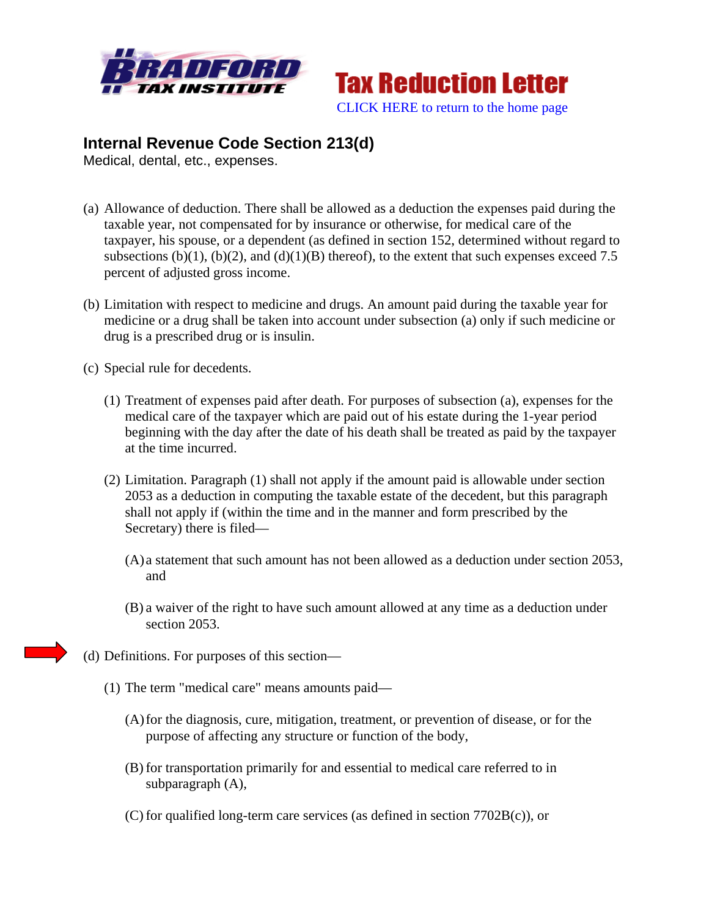**BRADFORD TAX INSTITUTE**

**Tax Reduction Letter**

CLICK HERE to return to the home page

## Internal Revenue Code Section 213(d)

Medical, dental, etc., expenses.

(a) Allowance of deduction. There shall be allowed as a deduction the expenses paid during the taxable year, not compensated for by insurance or otherwise, for medical care of the taxpayer, his spouse, or a dependent (as defined in section 152, determined without regard to subsections (b)(1), (b)(2), and (d)(1)(B) thereof), to the extent that such expenses exceed 7.5 percent of adjusted gross income.

(b) Limitation with respect to medicine and drugs. An amount paid during the taxable year for medicine or a drug shall be taken into account under subsection (a) only if such medicine or drug is a prescribed drug or is insulin.

(c) Special rule for decedents.

(1) Treatment of expenses paid after death. For purposes of subsection (a), expenses for the medical care of the taxpayer which are paid out of his estate during the 1-year period beginning with the day after the date of his death shall be treated as paid by the taxpayer at the time incurred.

(2) Limitation. Paragraph (1) shall not apply if the amount paid is allowable under section 2053 as a deduction in computing the taxable estate of the decedent, but this paragraph shall not apply if (within the time and in the manner and form prescribed by the Secretary) there is filed—

(A) a statement that such amount has not been allowed as a deduction under section 2053, and

(B) a waiver of the right to have such amount allowed at any time as a deduction under section 2053.

(d) Definitions. For purposes of this section—

(1) The term "medical care" means amounts paid—

(A) for the diagnosis, cure, mitigation, treatment, or prevention of disease, or for the purpose of affecting any structure or function of the body,

(B) for transportation primarily for and essential to medical care referred to in subparagraph (A),

(C) for qualified long-term care services (as defined in section 7702B(c)), or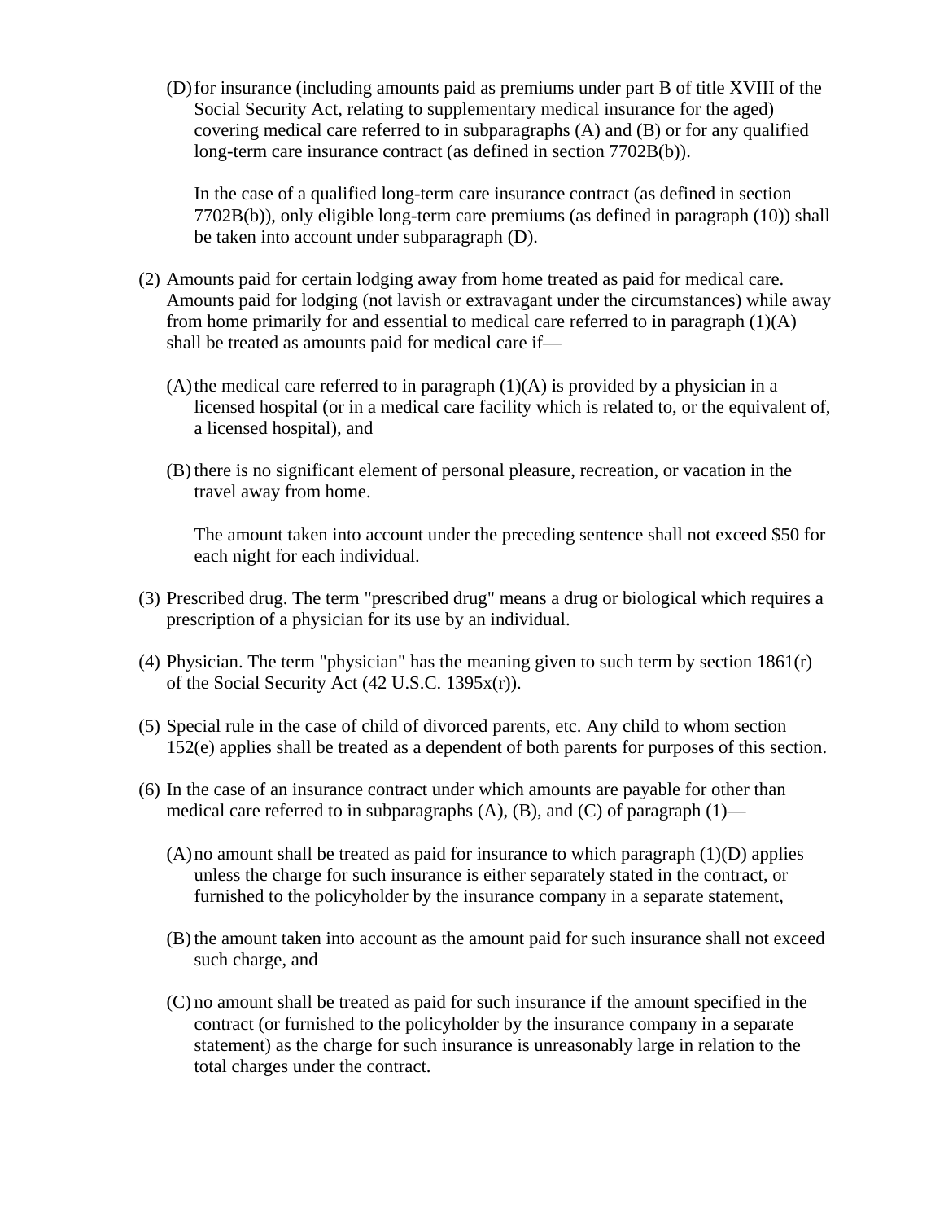(D) for insurance (including amounts paid as premiums under part B of title XVIII of the Social Security Act, relating to supplementary medical insurance for the aged) covering medical care referred to in subparagraphs (A) and (B) or for any qualified long-term care insurance contract (as defined in section 7702B(b)).

   In the case of a qualified long-term care insurance contract (as defined in section 7702B(b)), only eligible long-term care premiums (as defined in paragraph (10)) shall be taken into account under subparagraph (D).

(2) Amounts paid for certain lodging away from home treated as paid for medical care. Amounts paid for lodging (not lavish or extravagant under the circumstances) while away from home primarily for and essential to medical care referred to in paragraph (1)(A) shall be treated as amounts paid for medical care if—

   (A) the medical care referred to in paragraph (1)(A) is provided by a physician in a licensed hospital (or in a medical care facility which is related to, or the equivalent of, a licensed hospital), and

   (B) there is no significant element of personal pleasure, recreation, or vacation in the travel away from home.

   The amount taken into account under the preceding sentence shall not exceed $50 for each night for each individual.

(3) Prescribed drug. The term "prescribed drug" means a drug or biological which requires a prescription of a physician for its use by an individual.

(4) Physician. The term "physician" has the meaning given to such term by section 1861(r) of the Social Security Act (42 U.S.C. 1395x(r)).

(5) Special rule in the case of child of divorced parents, etc. Any child to whom section 152(e) applies shall be treated as a dependent of both parents for purposes of this section.

(6) In the case of an insurance contract under which amounts are payable for other than medical care referred to in subparagraphs (A), (B), and (C) of paragraph (1)—

   (A) no amount shall be treated as paid for insurance to which paragraph (1)(D) applies unless the charge for such insurance is either separately stated in the contract, or furnished to the policyholder by the insurance company in a separate statement,

   (B) the amount taken into account as the amount paid for such insurance shall not exceed such charge, and

   (C) no amount shall be treated as paid for such insurance if the amount specified in the contract (or furnished to the policyholder by the insurance company in a separate statement) as the charge for such insurance is unreasonably large in relation to the total charges under the contract.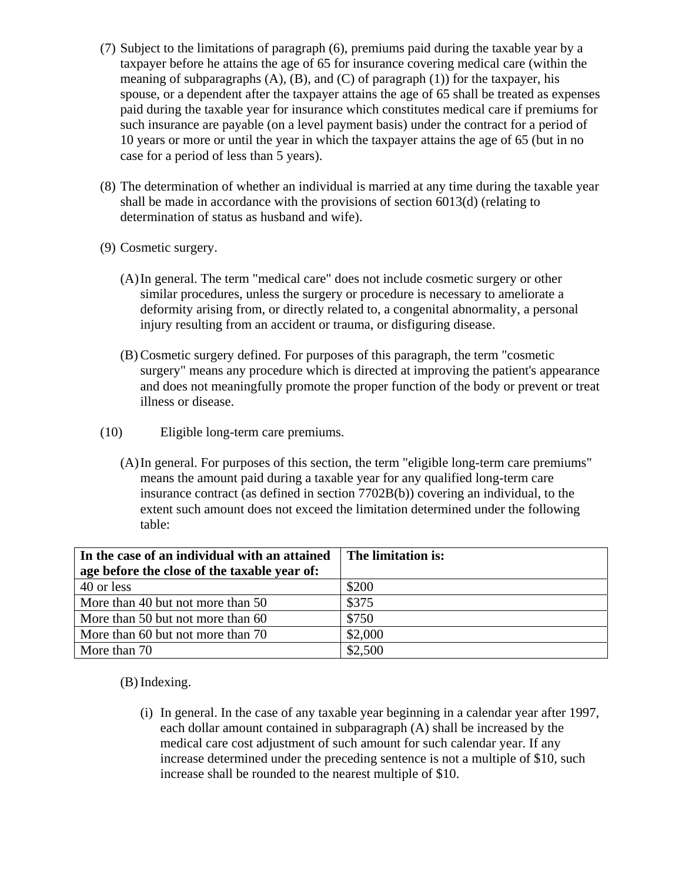(7) Subject to the limitations of paragraph (6), premiums paid during the taxable year by a taxpayer before he attains the age of 65 for insurance covering medical care (within the meaning of subparagraphs (A), (B), and (C) of paragraph (1)) for the taxpayer, his spouse, or a dependent after the taxpayer attains the age of 65 shall be treated as expenses paid during the taxable year for insurance which constitutes medical care if premiums for such insurance are payable (on a level payment basis) under the contract for a period of 10 years or more or until the year in which the taxpayer attains the age of 65 (but in no case for a period of less than 5 years).

(8) The determination of whether an individual is married at any time during the taxable year shall be made in accordance with the provisions of section 6013(d) (relating to determination of status as husband and wife).

(9) Cosmetic surgery.

(A) In general. The term "medical care" does not include cosmetic surgery or other similar procedures, unless the surgery or procedure is necessary to ameliorate a deformity arising from, or directly related to, a congenital abnormality, a personal injury resulting from an accident or trauma, or disfiguring disease.

(B) Cosmetic surgery defined. For purposes of this paragraph, the term "cosmetic surgery" means any procedure which is directed at improving the patient's appearance and does not meaningfully promote the proper function of the body or prevent or treat illness or disease.

(10) Eligible long-term care premiums.

(A) In general. For purposes of this section, the term "eligible long-term care premiums" means the amount paid during a taxable year for any qualified long-term care insurance contract (as defined in section 7702B(b)) covering an individual, to the extent such amount does not exceed the limitation determined under the following table:

| **In the case of an individual with an attained age before the close of the taxable year of:** | **The limitation is:** |
|---|---|
| 40 or less | $200 |
| More than 40 but not more than 50 | $375 |
| More than 50 but not more than 60 | $750 |
| More than 60 but not more than 70 | $2,000 |
| More than 70 | $2,500 |

(B) Indexing.

(i) In general. In the case of any taxable year beginning in a calendar year after 1997, each dollar amount contained in subparagraph (A) shall be increased by the medical care cost adjustment of such amount for such calendar year. If any increase determined under the preceding sentence is not a multiple of $10, such increase shall be rounded to the nearest multiple of $10.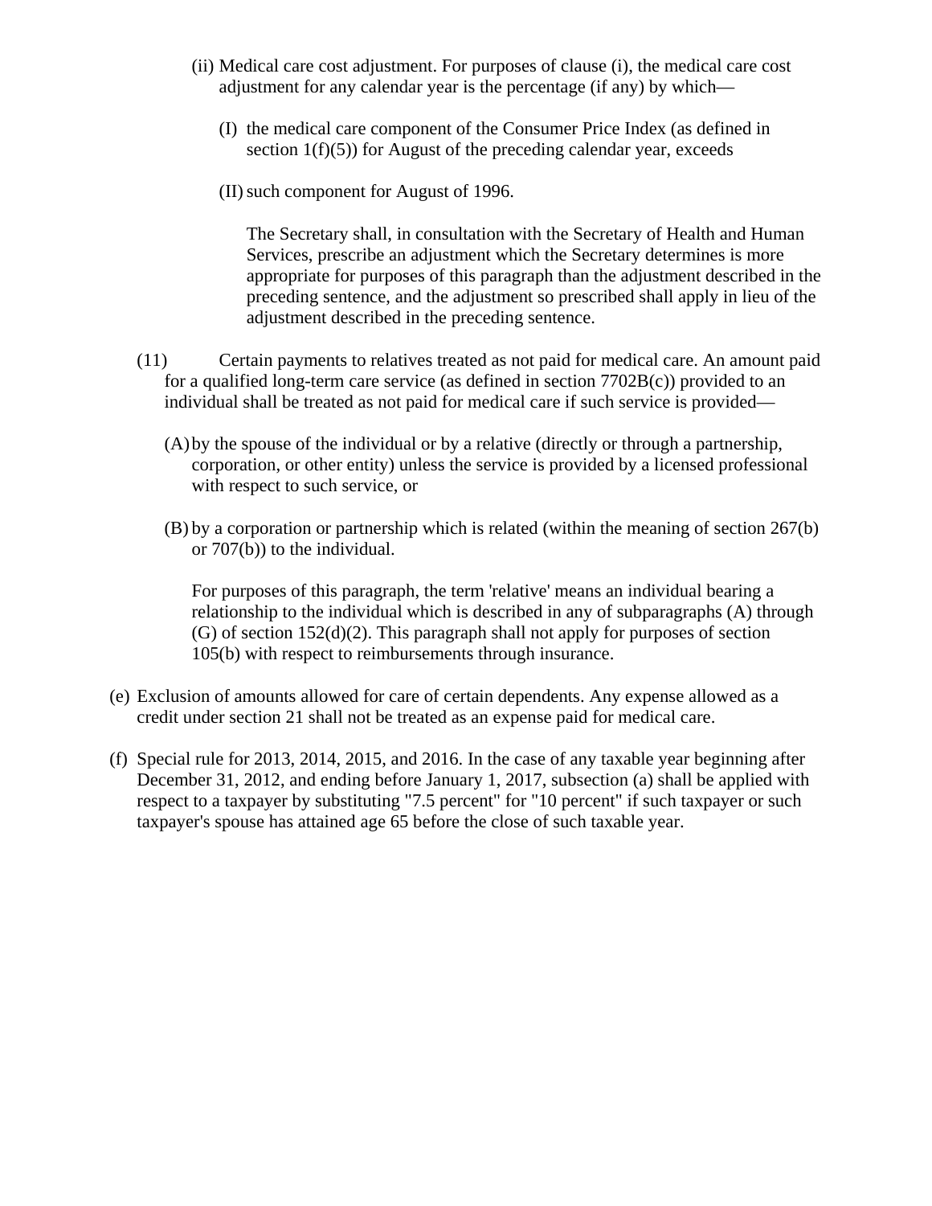(ii) Medical care cost adjustment. For purposes of clause (i), the medical care cost adjustment for any calendar year is the percentage (if any) by which—

(I) the medical care component of the Consumer Price Index (as defined in section 1(f)(5)) for August of the preceding calendar year, exceeds

(II) such component for August of 1996.

The Secretary shall, in consultation with the Secretary of Health and Human Services, prescribe an adjustment which the Secretary determines is more appropriate for purposes of this paragraph than the adjustment described in the preceding sentence, and the adjustment so prescribed shall apply in lieu of the adjustment described in the preceding sentence.

(11) Certain payments to relatives treated as not paid for medical care. An amount paid for a qualified long-term care service (as defined in section 7702B(c)) provided to an individual shall be treated as not paid for medical care if such service is provided—

(A) by the spouse of the individual or by a relative (directly or through a partnership, corporation, or other entity) unless the service is provided by a licensed professional with respect to such service, or

(B) by a corporation or partnership which is related (within the meaning of section 267(b) or 707(b)) to the individual.

For purposes of this paragraph, the term 'relative' means an individual bearing a relationship to the individual which is described in any of subparagraphs (A) through (G) of section 152(d)(2). This paragraph shall not apply for purposes of section 105(b) with respect to reimbursements through insurance.

(e) Exclusion of amounts allowed for care of certain dependents. Any expense allowed as a credit under section 21 shall not be treated as an expense paid for medical care.

(f) Special rule for 2013, 2014, 2015, and 2016. In the case of any taxable year beginning after December 31, 2012, and ending before January 1, 2017, subsection (a) shall be applied with respect to a taxpayer by substituting "7.5 percent" for "10 percent" if such taxpayer or such taxpayer's spouse has attained age 65 before the close of such taxable year.